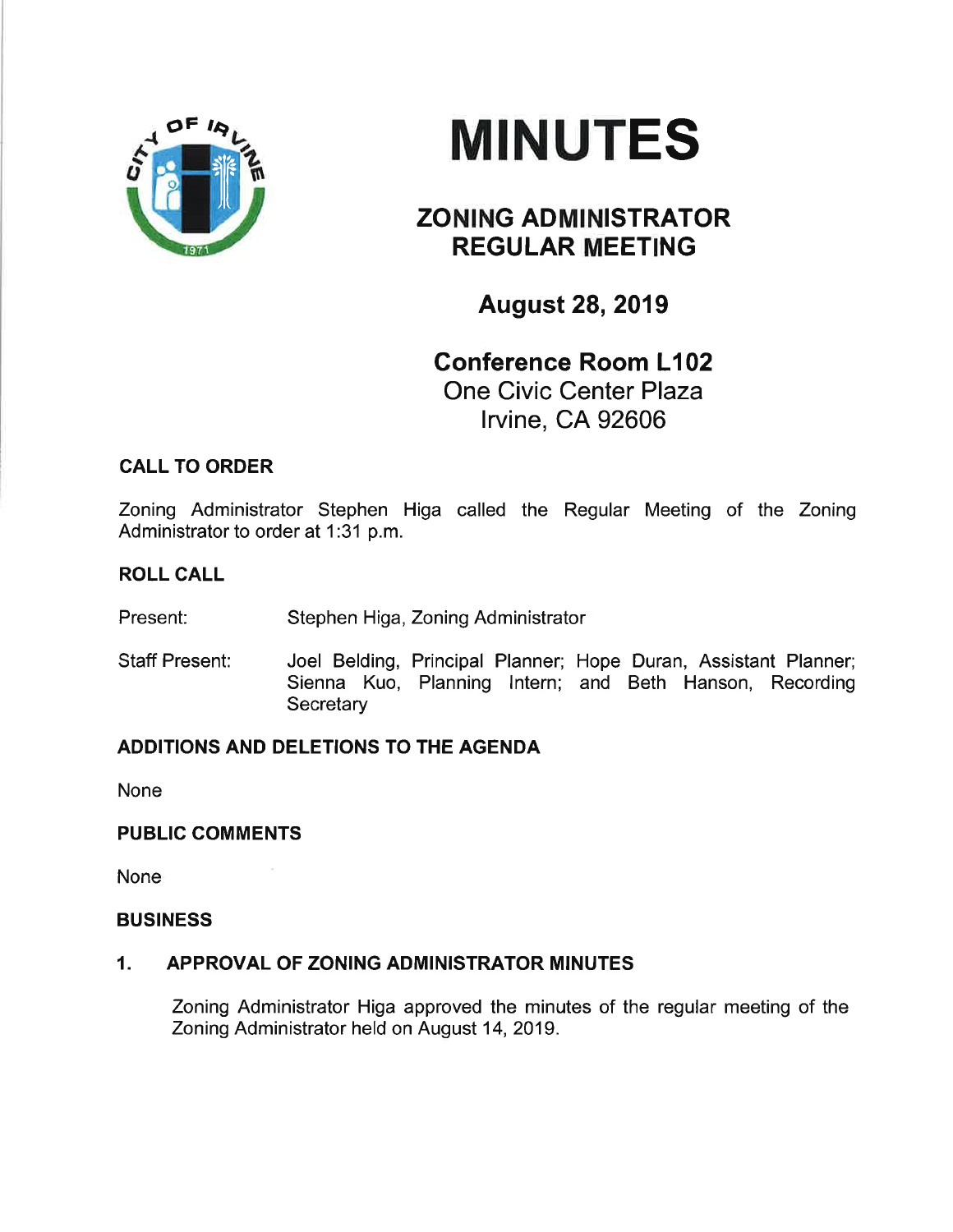# MINUTES

## ZONING ADMINISTRATOR REGULAR MEETING

### August 28, 2019

### Conference Room L102

One Civic Center Plaza
Irvine, CA 92606

**CALL TO ORDER**

Zoning Administrator Stephen Higa called the Regular Meeting of the Zoning Administrator to order at 1:31 p.m.

**ROLL CALL**

Present: Stephen Higa, Zoning Administrator

Staff Present: Joel Belding, Principal Planner; Hope Duran, Assistant Planner; Sienna Kuo, Planning Intern; and Beth Hanson, Recording Secretary

**ADDITIONS AND DELETIONS TO THE AGENDA**

None

**PUBLIC COMMENTS**

None

**BUSINESS**

**1. APPROVAL OF ZONING ADMINISTRATOR MINUTES**

Zoning Administrator Higa approved the minutes of the regular meeting of the Zoning Administrator held on August 14, 2019.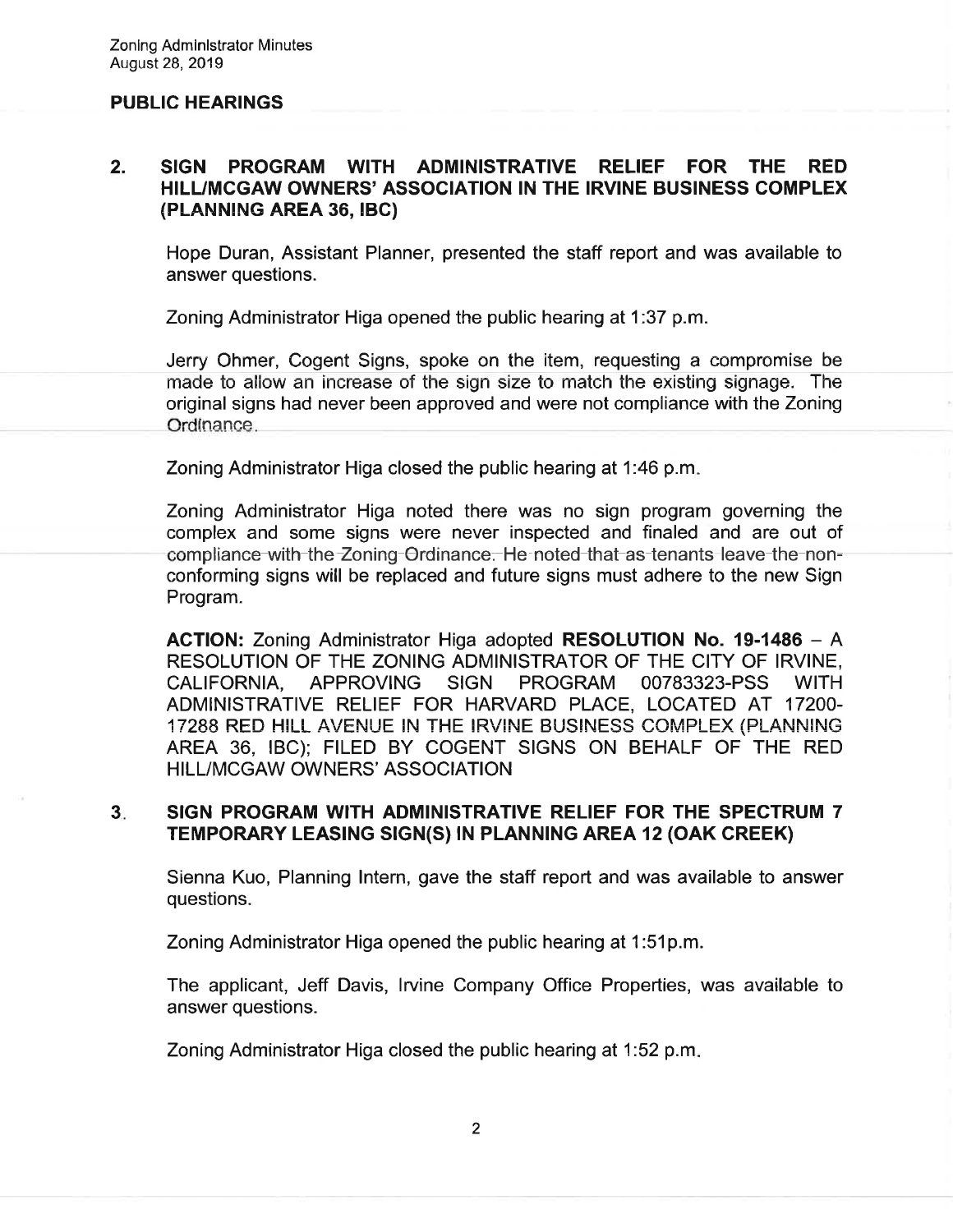## PUBLIC HEARINGS

### 2. SIGN PROGRAM WITH ADMINISTRATIVE RELIEF FOR THE RED HILL/MCGAW OWNERS' ASSOCIATION IN THE IRVINE BUSINESS COMPLEX (PLANNING AREA 36, IBC)

Hope Duran, Assistant Planner, presented the staff report and was available to answer questions.

Zoning Administrator Higa opened the public hearing at 1:37 p.m.

Jerry Ohmer, Cogent Signs, spoke on the item, requesting a compromise be made to allow an increase of the sign size to match the existing signage. The original signs had never been approved and were not compliance with the Zoning Ordinance.

Zoning Administrator Higa closed the public hearing at 1:46 p.m.

Zoning Administrator Higa noted there was no sign program governing the complex and some signs were never inspected and finaled and are out of compliance with the Zoning Ordinance. He noted that as tenants leave the non-conforming signs will be replaced and future signs must adhere to the new Sign Program.

**ACTION:** Zoning Administrator Higa adopted **RESOLUTION No. 19-1486** – A RESOLUTION OF THE ZONING ADMINISTRATOR OF THE CITY OF IRVINE, CALIFORNIA, APPROVING SIGN PROGRAM 00783323-PSS WITH ADMINISTRATIVE RELIEF FOR HARVARD PLACE, LOCATED AT 17200-17288 RED HILL AVENUE IN THE IRVINE BUSINESS COMPLEX (PLANNING AREA 36, IBC); FILED BY COGENT SIGNS ON BEHALF OF THE RED HILL/MCGAW OWNERS' ASSOCIATION

### 3. SIGN PROGRAM WITH ADMINISTRATIVE RELIEF FOR THE SPECTRUM 7 TEMPORARY LEASING SIGN(S) IN PLANNING AREA 12 (OAK CREEK)

Sienna Kuo, Planning Intern, gave the staff report and was available to answer questions.

Zoning Administrator Higa opened the public hearing at 1:51p.m.

The applicant, Jeff Davis, Irvine Company Office Properties, was available to answer questions.

Zoning Administrator Higa closed the public hearing at 1:52 p.m.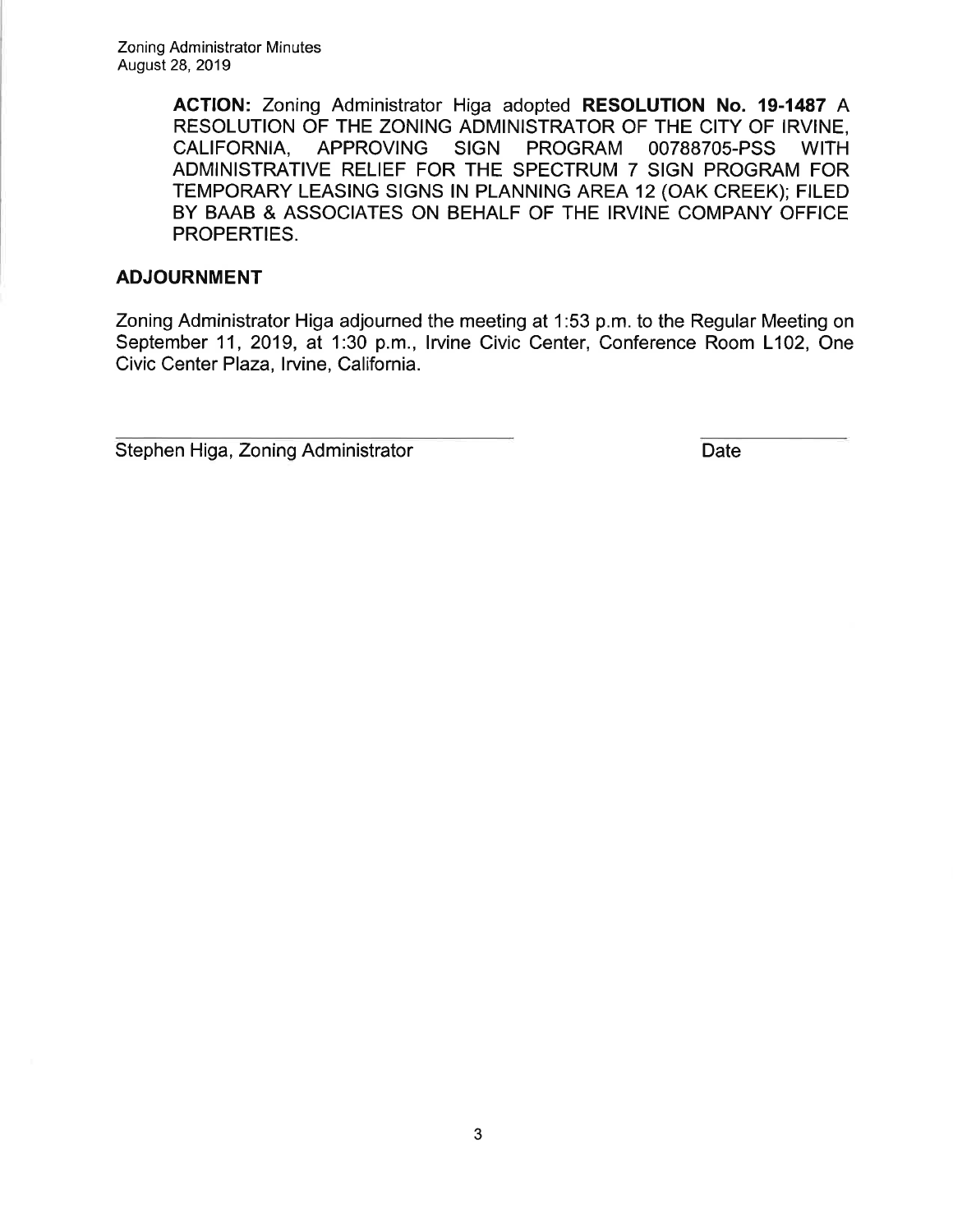**ACTION:** Zoning Administrator Higa adopted **RESOLUTION No. 19-1487** A RESOLUTION OF THE ZONING ADMINISTRATOR OF THE CITY OF IRVINE, CALIFORNIA, APPROVING SIGN PROGRAM 00788705-PSS WITH ADMINISTRATIVE RELIEF FOR THE SPECTRUM 7 SIGN PROGRAM FOR TEMPORARY LEASING SIGNS IN PLANNING AREA 12 (OAK CREEK); FILED BY BAAB & ASSOCIATES ON BEHALF OF THE IRVINE COMPANY OFFICE PROPERTIES.

## ADJOURNMENT

Zoning Administrator Higa adjourned the meeting at 1:53 p.m. to the Regular Meeting on September 11, 2019, at 1:30 p.m., Irvine Civic Center, Conference Room L102, One Civic Center Plaza, Irvine, California.

Stephen Higa, Zoning Administrator | Date